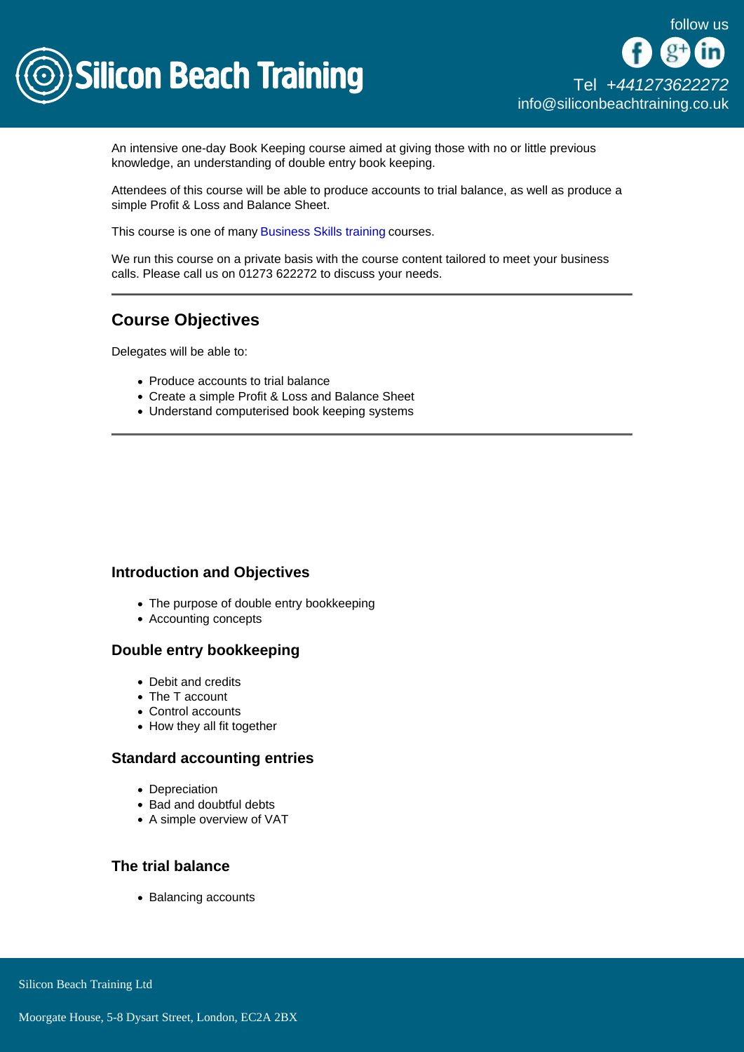An intensive one-day Book Keeping course aimed at giving those with no or little previous knowledge, an understanding of double entry book keeping.

Attendees of this course will be able to produce accounts to trial balance, as well as produce a simple Profit & Loss and Balance Sheet.

This course is one of many Business Skills training courses.

We run this course on a private basis with the course content tailored to meet your business calls. Please call us on 01273 622272 to discuss your needs.

---

## Course Objectives

Delegates will be able to:

- Produce accounts to trial balance
- Create a simple Profit & Loss and Balance Sheet
- Understand computerised book keeping systems

---

### Introduction and Objectives

- The purpose of double entry bookkeeping
- Accounting concepts

### Double entry bookkeeping

- Debit and credits
- The T account
- Control accounts
- How they all fit together

### Standard accounting entries

- Depreciation
- Bad and doubtful debts
- A simple overview of VAT

### The trial balance

- Balancing accounts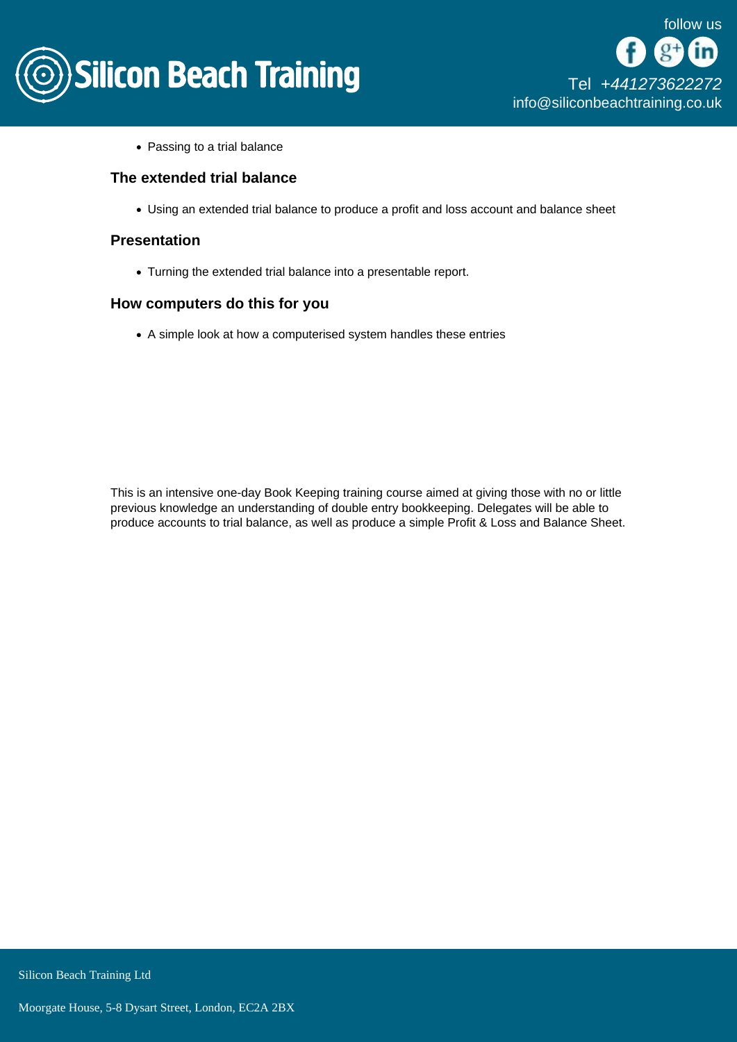- Passing to a trial balance

### The extended trial balance

- Using an extended trial balance to produce a profit and loss account and balance sheet

### Presentation

- Turning the extended trial balance into a presentable report.

### How computers do this for you

- A simple look at how a computerised system handles these entries

This is an intensive one-day Book Keeping training course aimed at giving those with no or little previous knowledge an understanding of double entry bookkeeping. Delegates will be able to produce accounts to trial balance, as well as produce a simple Profit & Loss and Balance Sheet.